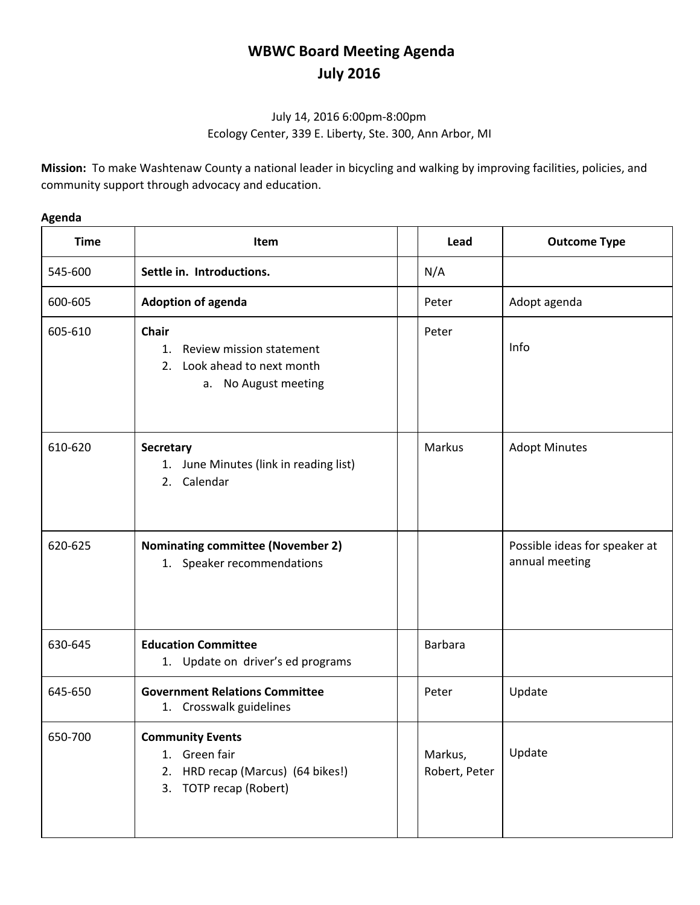# WBWC Board Meeting Agenda
# July 2016

July 14, 2016 6:00pm-8:00pm
Ecology Center, 339 E. Liberty, Ste. 300, Ann Arbor, MI

**Mission:** To make Washtenaw County a national leader in bicycling and walking by improving facilities, policies, and community support through advocacy and education.

**Agenda**

| Time | Item | | Lead | Outcome Type |
|---|---|---|---|---|
| 545-600 | **Settle in. Introductions.** | | N/A | |
| 600-605 | **Adoption of agenda** | | Peter | Adopt agenda |
| 605-610 | **Chair**<br>1. Review mission statement<br>2. Look ahead to next month<br>a. No August meeting | | Peter | Info |
| 610-620 | **Secretary**<br>1. June Minutes (link in reading list)<br>2. Calendar | | Markus | Adopt Minutes |
| 620-625 | **Nominating committee (November 2)**<br>1. Speaker recommendations | | | Possible ideas for speaker at annual meeting |
| 630-645 | **Education Committee**<br>1. Update on driver's ed programs | | Barbara | |
| 645-650 | **Government Relations Committee**<br>1. Crosswalk guidelines | | Peter | Update |
| 650-700 | **Community Events**<br>1. Green fair<br>2. HRD recap (Marcus) (64 bikes!)<br>3. TOTP recap (Robert) | | Markus, Robert, Peter | Update |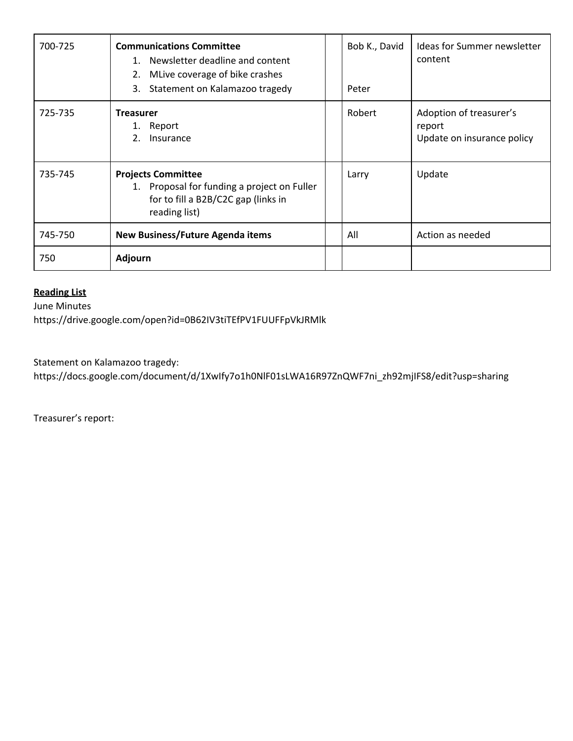| | | | | |
|---|---|---|---|---|
| 700-725 | **Communications Committee**<br>1. Newsletter deadline and content<br>2. MLive coverage of bike crashes<br>3. Statement on Kalamazoo tragedy | | Bob K., David<br><br>Peter | Ideas for Summer newsletter content |
| 725-735 | **Treasurer**<br>1. Report<br>2. Insurance | | Robert | Adoption of treasurer's report<br>Update on insurance policy |
| 735-745 | **Projects Committee**<br>1. Proposal for funding a project on Fuller for to fill a B2B/C2C gap (links in reading list) | | Larry | Update |
| 745-750 | **New Business/Future Agenda items** | | All | Action as needed |
| 750 | **Adjourn** | | | |

**<u>Reading List</u>**

June Minutes
https://drive.google.com/open?id=0B62IV3tiTEfPV1FUUFFpVkJRMlk

Statement on Kalamazoo tragedy:
https://docs.google.com/document/d/1XwIfy7o1h0NlF01sLWA16R97ZnQWF7ni_zh92mjIFS8/edit?usp=sharing

Treasurer's report: